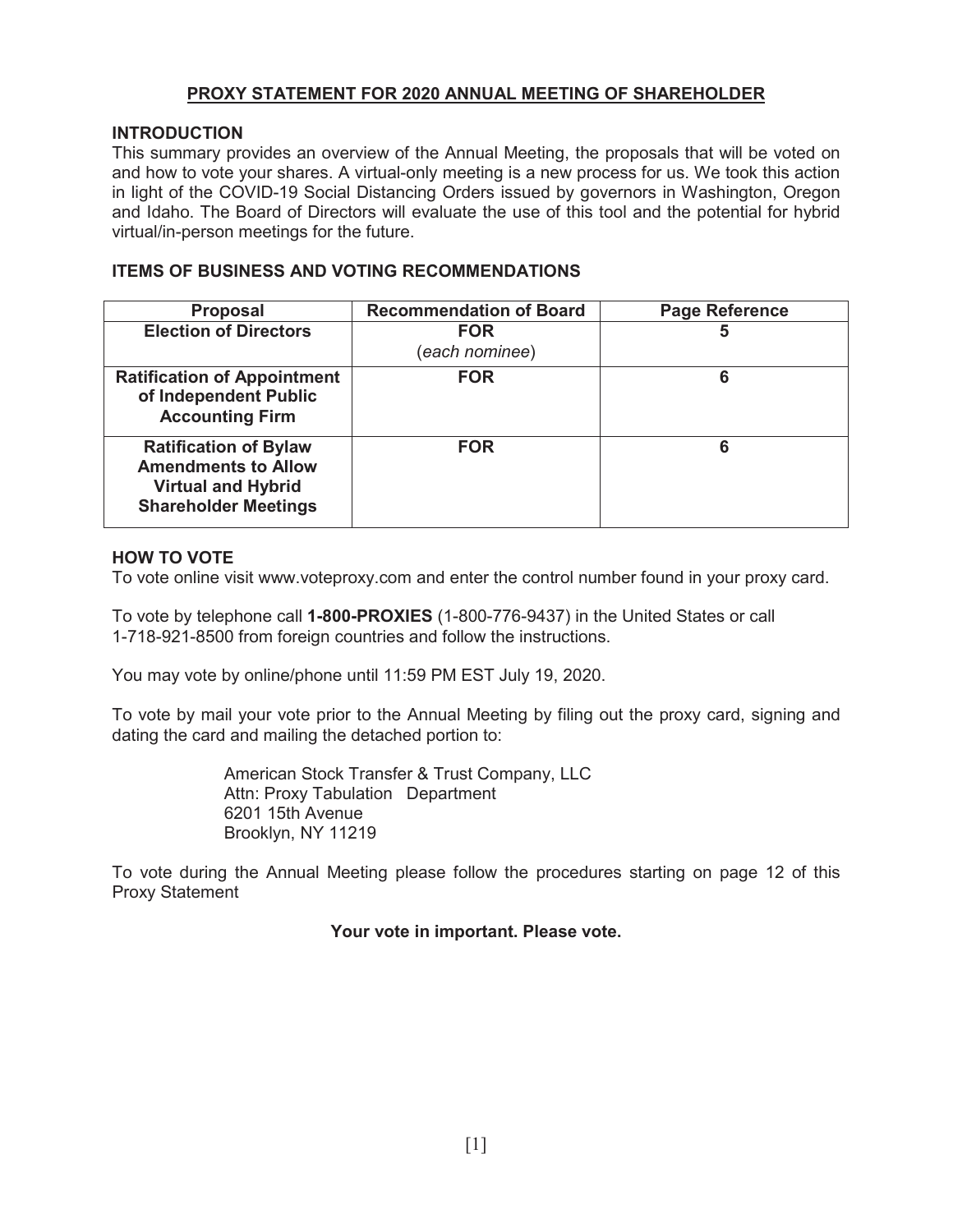# PROXY STATEMENT FOR 2020 ANNUAL MEETING OF SHAREHOLDER

## INTRODUCTION

This summary provides an overview of the Annual Meeting, the proposals that will be voted on and how to vote your shares. A virtual-only meeting is a new process for us. We took this action in light of the COVID-19 Social Distancing Orders issued by governors in Washington, Oregon and Idaho. The Board of Directors will evaluate the use of this tool and the potential for hybrid virtual/in-person meetings for the future.

## ITEMS OF BUSINESS AND VOTING RECOMMENDATIONS

| Proposal | Recommendation of Board | Page Reference |
|---|---|---|
| **Election of Directors** | **FOR** (*each nominee*) | **5** |
| **Ratification of Appointment of Independent Public Accounting Firm** | **FOR** | **6** |
| **Ratification of Bylaw Amendments to Allow Virtual and Hybrid Shareholder Meetings** | **FOR** | **6** |

## HOW TO VOTE

To vote online visit www.voteproxy.com and enter the control number found in your proxy card.

To vote by telephone call **1-800-PROXIES** (1-800-776-9437) in the United States or call 1-718-921-8500 from foreign countries and follow the instructions.

You may vote by online/phone until 11:59 PM EST July 19, 2020.

To vote by mail your vote prior to the Annual Meeting by filing out the proxy card, signing and dating the card and mailing the detached portion to:

American Stock Transfer & Trust Company, LLC
Attn: Proxy Tabulation Department
6201 15th Avenue
Brooklyn, NY 11219

To vote during the Annual Meeting please follow the procedures starting on page 12 of this Proxy Statement

**Your vote in important. Please vote.**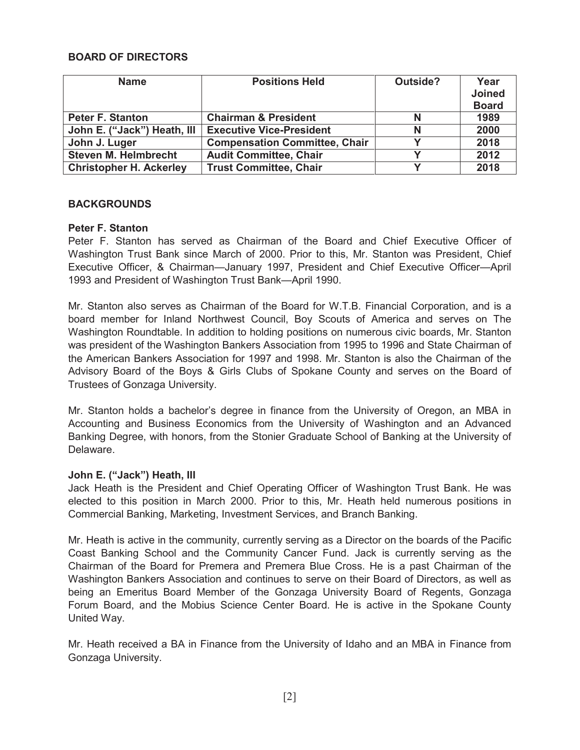## BOARD OF DIRECTORS

| Name | Positions Held | Outside? | Year Joined Board |
|---|---|---|---|
| **Peter F. Stanton** | **Chairman & President** | **N** | **1989** |
| **John E. ("Jack") Heath, III** | **Executive Vice-President** | **N** | **2000** |
| **John J. Luger** | **Compensation Committee, Chair** | **Y** | **2018** |
| **Steven M. Helmbrecht** | **Audit Committee, Chair** | **Y** | **2012** |
| **Christopher H. Ackerley** | **Trust Committee, Chair** | **Y** | **2018** |

## BACKGROUNDS

### Peter F. Stanton

Peter F. Stanton has served as Chairman of the Board and Chief Executive Officer of Washington Trust Bank since March of 2000. Prior to this, Mr. Stanton was President, Chief Executive Officer, & Chairman—January 1997, President and Chief Executive Officer—April 1993 and President of Washington Trust Bank—April 1990.

Mr. Stanton also serves as Chairman of the Board for W.T.B. Financial Corporation, and is a board member for Inland Northwest Council, Boy Scouts of America and serves on The Washington Roundtable. In addition to holding positions on numerous civic boards, Mr. Stanton was president of the Washington Bankers Association from 1995 to 1996 and State Chairman of the American Bankers Association for 1997 and 1998. Mr. Stanton is also the Chairman of the Advisory Board of the Boys & Girls Clubs of Spokane County and serves on the Board of Trustees of Gonzaga University.

Mr. Stanton holds a bachelor's degree in finance from the University of Oregon, an MBA in Accounting and Business Economics from the University of Washington and an Advanced Banking Degree, with honors, from the Stonier Graduate School of Banking at the University of Delaware.

### John E. ("Jack") Heath, III

Jack Heath is the President and Chief Operating Officer of Washington Trust Bank. He was elected to this position in March 2000. Prior to this, Mr. Heath held numerous positions in Commercial Banking, Marketing, Investment Services, and Branch Banking.

Mr. Heath is active in the community, currently serving as a Director on the boards of the Pacific Coast Banking School and the Community Cancer Fund. Jack is currently serving as the Chairman of the Board for Premera and Premera Blue Cross. He is a past Chairman of the Washington Bankers Association and continues to serve on their Board of Directors, as well as being an Emeritus Board Member of the Gonzaga University Board of Regents, Gonzaga Forum Board, and the Mobius Science Center Board. He is active in the Spokane County United Way.

Mr. Heath received a BA in Finance from the University of Idaho and an MBA in Finance from Gonzaga University.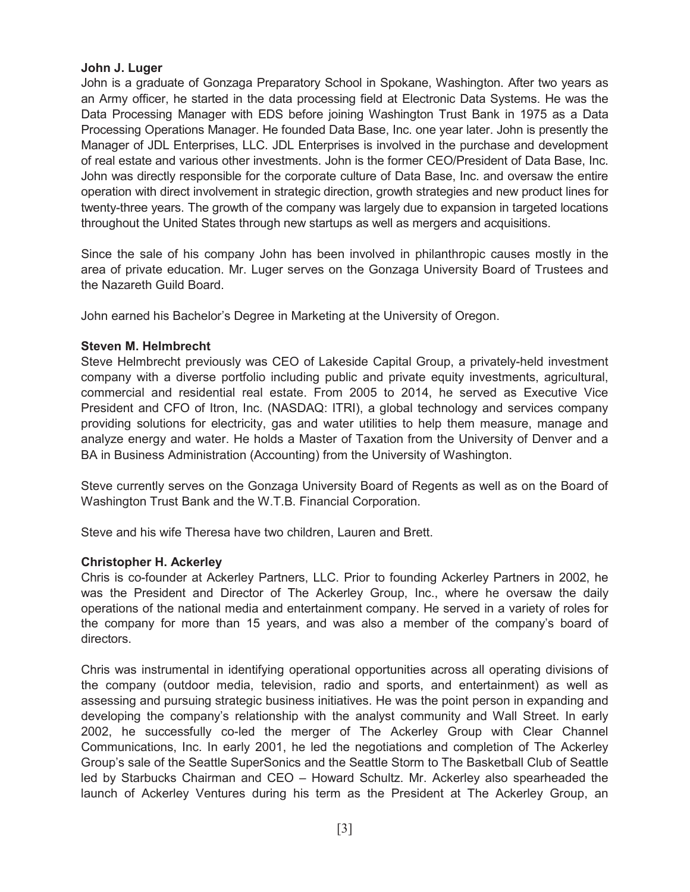**John J. Luger**

John is a graduate of Gonzaga Preparatory School in Spokane, Washington. After two years as an Army officer, he started in the data processing field at Electronic Data Systems. He was the Data Processing Manager with EDS before joining Washington Trust Bank in 1975 as a Data Processing Operations Manager. He founded Data Base, Inc. one year later. John is presently the Manager of JDL Enterprises, LLC. JDL Enterprises is involved in the purchase and development of real estate and various other investments. John is the former CEO/President of Data Base, Inc. John was directly responsible for the corporate culture of Data Base, Inc. and oversaw the entire operation with direct involvement in strategic direction, growth strategies and new product lines for twenty-three years. The growth of the company was largely due to expansion in targeted locations throughout the United States through new startups as well as mergers and acquisitions.

Since the sale of his company John has been involved in philanthropic causes mostly in the area of private education. Mr. Luger serves on the Gonzaga University Board of Trustees and the Nazareth Guild Board.

John earned his Bachelor's Degree in Marketing at the University of Oregon.

**Steven M. Helmbrecht**

Steve Helmbrecht previously was CEO of Lakeside Capital Group, a privately-held investment company with a diverse portfolio including public and private equity investments, agricultural, commercial and residential real estate. From 2005 to 2014, he served as Executive Vice President and CFO of Itron, Inc. (NASDAQ: ITRI), a global technology and services company providing solutions for electricity, gas and water utilities to help them measure, manage and analyze energy and water. He holds a Master of Taxation from the University of Denver and a BA in Business Administration (Accounting) from the University of Washington.

Steve currently serves on the Gonzaga University Board of Regents as well as on the Board of Washington Trust Bank and the W.T.B. Financial Corporation.

Steve and his wife Theresa have two children, Lauren and Brett.

**Christopher H. Ackerley**

Chris is co-founder at Ackerley Partners, LLC. Prior to founding Ackerley Partners in 2002, he was the President and Director of The Ackerley Group, Inc., where he oversaw the daily operations of the national media and entertainment company. He served in a variety of roles for the company for more than 15 years, and was also a member of the company's board of directors.

Chris was instrumental in identifying operational opportunities across all operating divisions of the company (outdoor media, television, radio and sports, and entertainment) as well as assessing and pursuing strategic business initiatives. He was the point person in expanding and developing the company's relationship with the analyst community and Wall Street. In early 2002, he successfully co-led the merger of The Ackerley Group with Clear Channel Communications, Inc. In early 2001, he led the negotiations and completion of The Ackerley Group's sale of the Seattle SuperSonics and the Seattle Storm to The Basketball Club of Seattle led by Starbucks Chairman and CEO – Howard Schultz. Mr. Ackerley also spearheaded the launch of Ackerley Ventures during his term as the President at The Ackerley Group, an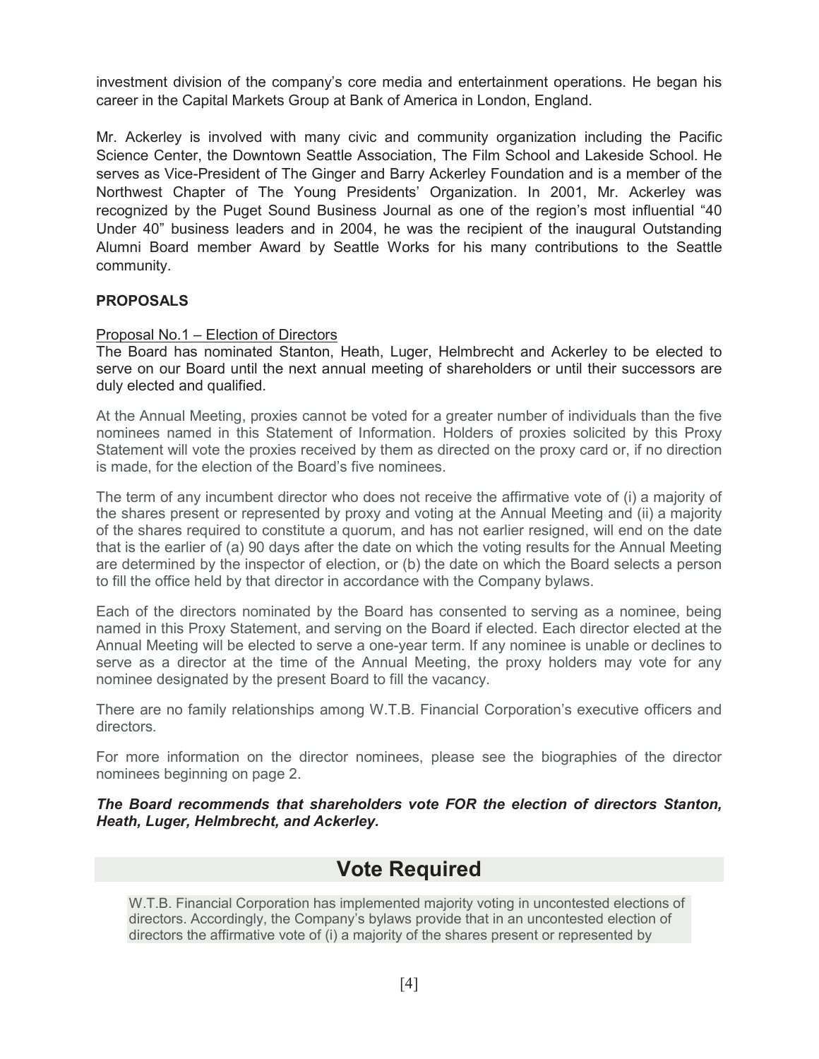investment division of the company's core media and entertainment operations. He began his career in the Capital Markets Group at Bank of America in London, England.

Mr. Ackerley is involved with many civic and community organization including the Pacific Science Center, the Downtown Seattle Association, The Film School and Lakeside School. He serves as Vice-President of The Ginger and Barry Ackerley Foundation and is a member of the Northwest Chapter of The Young Presidents' Organization. In 2001, Mr. Ackerley was recognized by the Puget Sound Business Journal as one of the region's most influential "40 Under 40" business leaders and in 2004, he was the recipient of the inaugural Outstanding Alumni Board member Award by Seattle Works for his many contributions to the Seattle community.

**PROPOSALS**

Proposal No.1 – Election of Directors

The Board has nominated Stanton, Heath, Luger, Helmbrecht and Ackerley to be elected to serve on our Board until the next annual meeting of shareholders or until their successors are duly elected and qualified.

At the Annual Meeting, proxies cannot be voted for a greater number of individuals than the five nominees named in this Statement of Information. Holders of proxies solicited by this Proxy Statement will vote the proxies received by them as directed on the proxy card or, if no direction is made, for the election of the Board's five nominees.

The term of any incumbent director who does not receive the affirmative vote of (i) a majority of the shares present or represented by proxy and voting at the Annual Meeting and (ii) a majority of the shares required to constitute a quorum, and has not earlier resigned, will end on the date that is the earlier of (a) 90 days after the date on which the voting results for the Annual Meeting are determined by the inspector of election, or (b) the date on which the Board selects a person to fill the office held by that director in accordance with the Company bylaws.

Each of the directors nominated by the Board has consented to serving as a nominee, being named in this Proxy Statement, and serving on the Board if elected. Each director elected at the Annual Meeting will be elected to serve a one-year term. If any nominee is unable or declines to serve as a director at the time of the Annual Meeting, the proxy holders may vote for any nominee designated by the present Board to fill the vacancy.

There are no family relationships among W.T.B. Financial Corporation's executive officers and directors.

For more information on the director nominees, please see the biographies of the director nominees beginning on page 2.

***The Board recommends that shareholders vote FOR the election of directors Stanton, Heath, Luger, Helmbrecht, and Ackerley.***

## Vote Required

W.T.B. Financial Corporation has implemented majority voting in uncontested elections of directors. Accordingly, the Company's bylaws provide that in an uncontested election of directors the affirmative vote of (i) a majority of the shares present or represented by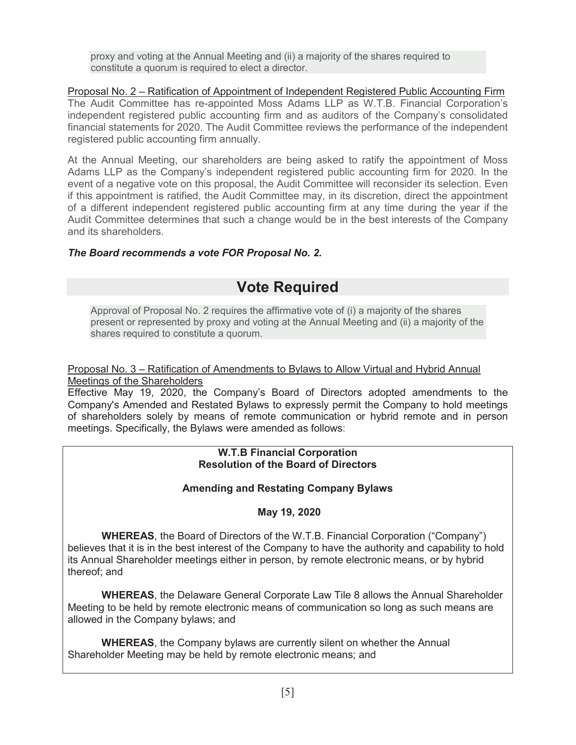proxy and voting at the Annual Meeting and (ii) a majority of the shares required to constitute a quorum is required to elect a director.

Proposal No. 2 – Ratification of Appointment of Independent Registered Public Accounting Firm

The Audit Committee has re-appointed Moss Adams LLP as W.T.B. Financial Corporation's independent registered public accounting firm and as auditors of the Company's consolidated financial statements for 2020. The Audit Committee reviews the performance of the independent registered public accounting firm annually.

At the Annual Meeting, our shareholders are being asked to ratify the appointment of Moss Adams LLP as the Company's independent registered public accounting firm for 2020. In the event of a negative vote on this proposal, the Audit Committee will reconsider its selection. Even if this appointment is ratified, the Audit Committee may, in its discretion, direct the appointment of a different independent registered public accounting firm at any time during the year if the Audit Committee determines that such a change would be in the best interests of the Company and its shareholders.

***The Board recommends a vote FOR Proposal No. 2.***

## Vote Required

Approval of Proposal No. 2 requires the affirmative vote of (i) a majority of the shares present or represented by proxy and voting at the Annual Meeting and (ii) a majority of the shares required to constitute a quorum.

Proposal No. 3 – Ratification of Amendments to Bylaws to Allow Virtual and Hybrid Annual Meetings of the Shareholders

Effective May 19, 2020, the Company's Board of Directors adopted amendments to the Company's Amended and Restated Bylaws to expressly permit the Company to hold meetings of shareholders solely by means of remote communication or hybrid remote and in person meetings. Specifically, the Bylaws were amended as follows:

**W.T.B Financial Corporation**
**Resolution of the Board of Directors**

**Amending and Restating Company Bylaws**

**May 19, 2020**

**WHEREAS**, the Board of Directors of the W.T.B. Financial Corporation ("Company") believes that it is in the best interest of the Company to have the authority and capability to hold its Annual Shareholder meetings either in person, by remote electronic means, or by hybrid thereof; and

**WHEREAS**, the Delaware General Corporate Law Tile 8 allows the Annual Shareholder Meeting to be held by remote electronic means of communication so long as such means are allowed in the Company bylaws; and

**WHEREAS**, the Company bylaws are currently silent on whether the Annual Shareholder Meeting may be held by remote electronic means; and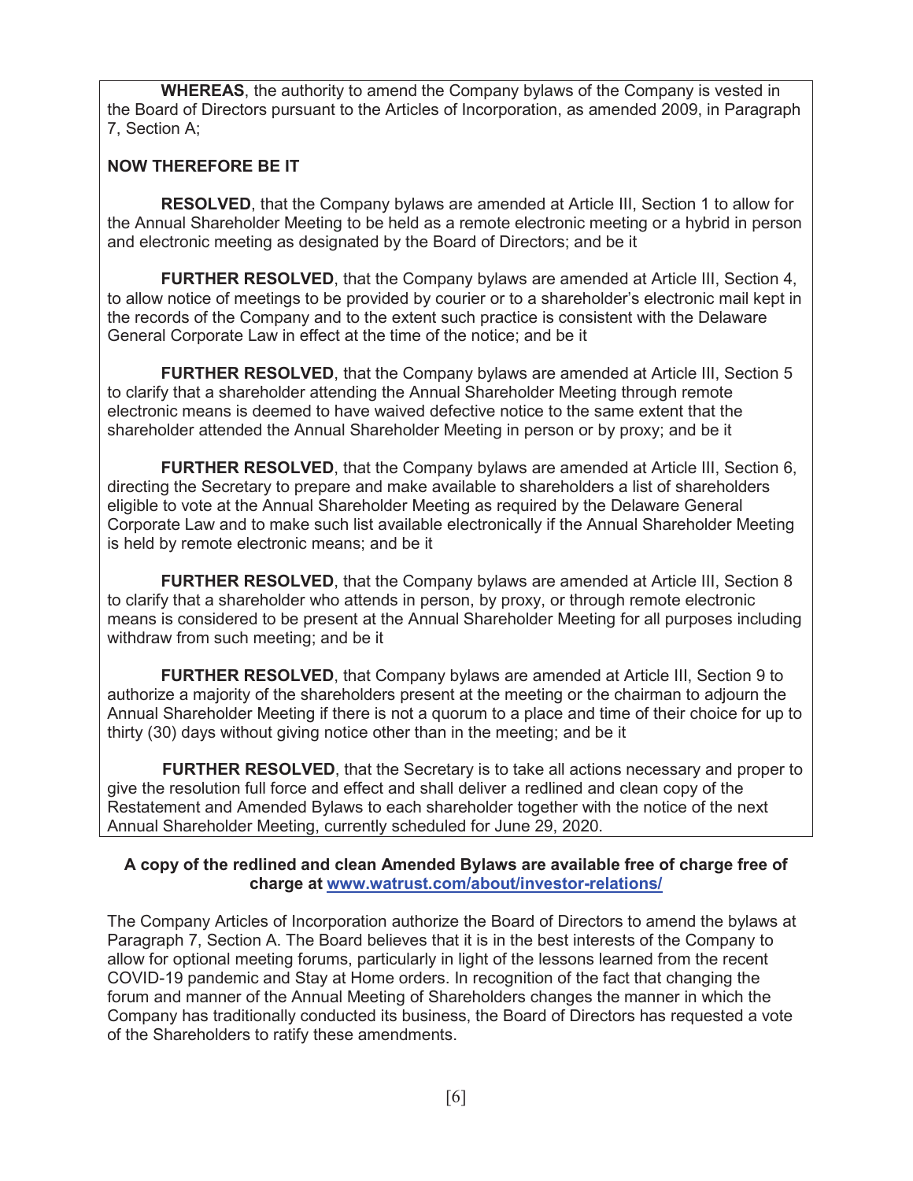**WHEREAS**, the authority to amend the Company bylaws of the Company is vested in the Board of Directors pursuant to the Articles of Incorporation, as amended 2009, in Paragraph 7, Section A;

**NOW THEREFORE BE IT**

**RESOLVED**, that the Company bylaws are amended at Article III, Section 1 to allow for the Annual Shareholder Meeting to be held as a remote electronic meeting or a hybrid in person and electronic meeting as designated by the Board of Directors; and be it

**FURTHER RESOLVED**, that the Company bylaws are amended at Article III, Section 4, to allow notice of meetings to be provided by courier or to a shareholder's electronic mail kept in the records of the Company and to the extent such practice is consistent with the Delaware General Corporate Law in effect at the time of the notice; and be it

**FURTHER RESOLVED**, that the Company bylaws are amended at Article III, Section 5 to clarify that a shareholder attending the Annual Shareholder Meeting through remote electronic means is deemed to have waived defective notice to the same extent that the shareholder attended the Annual Shareholder Meeting in person or by proxy; and be it

**FURTHER RESOLVED**, that the Company bylaws are amended at Article III, Section 6, directing the Secretary to prepare and make available to shareholders a list of shareholders eligible to vote at the Annual Shareholder Meeting as required by the Delaware General Corporate Law and to make such list available electronically if the Annual Shareholder Meeting is held by remote electronic means; and be it

**FURTHER RESOLVED**, that the Company bylaws are amended at Article III, Section 8 to clarify that a shareholder who attends in person, by proxy, or through remote electronic means is considered to be present at the Annual Shareholder Meeting for all purposes including withdraw from such meeting; and be it

**FURTHER RESOLVED**, that Company bylaws are amended at Article III, Section 9 to authorize a majority of the shareholders present at the meeting or the chairman to adjourn the Annual Shareholder Meeting if there is not a quorum to a place and time of their choice for up to thirty (30) days without giving notice other than in the meeting; and be it

**FURTHER RESOLVED**, that the Secretary is to take all actions necessary and proper to give the resolution full force and effect and shall deliver a redlined and clean copy of the Restatement and Amended Bylaws to each shareholder together with the notice of the next Annual Shareholder Meeting, currently scheduled for June 29, 2020.

**A copy of the redlined and clean Amended Bylaws are available free of charge free of charge at www.watrust.com/about/investor-relations/**

The Company Articles of Incorporation authorize the Board of Directors to amend the bylaws at Paragraph 7, Section A. The Board believes that it is in the best interests of the Company to allow for optional meeting forums, particularly in light of the lessons learned from the recent COVID-19 pandemic and Stay at Home orders. In recognition of the fact that changing the forum and manner of the Annual Meeting of Shareholders changes the manner in which the Company has traditionally conducted its business, the Board of Directors has requested a vote of the Shareholders to ratify these amendments.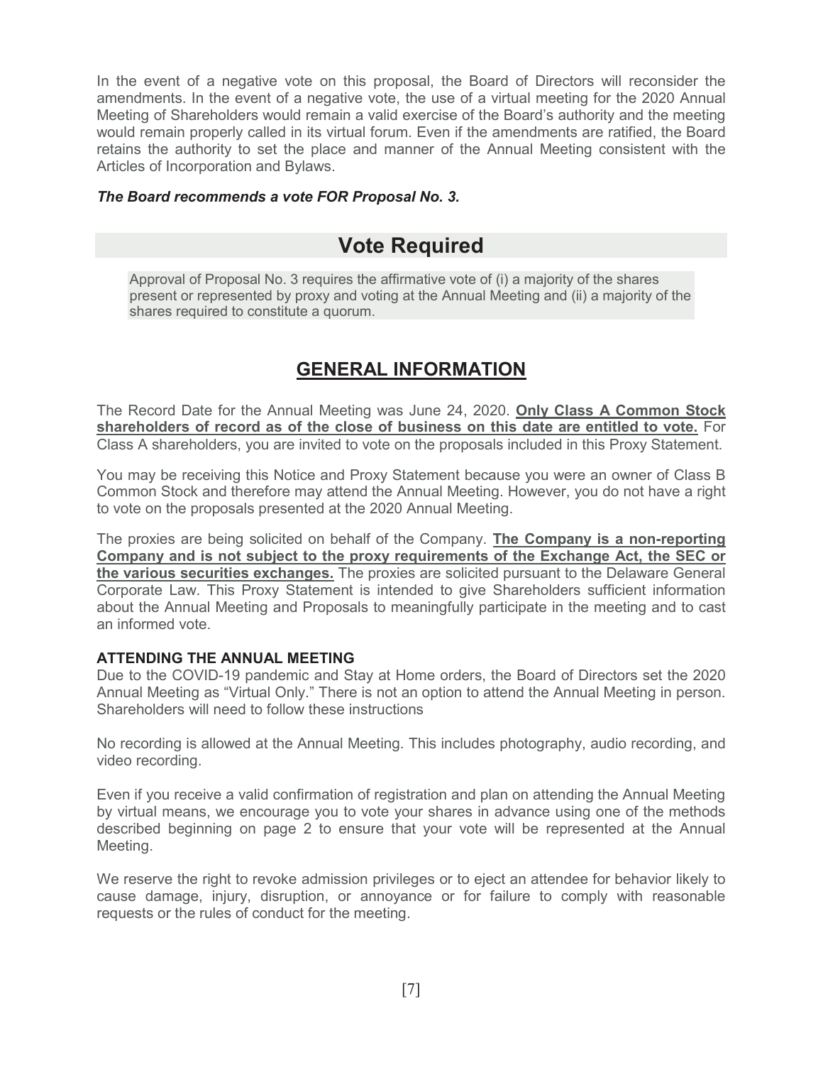In the event of a negative vote on this proposal, the Board of Directors will reconsider the amendments. In the event of a negative vote, the use of a virtual meeting for the 2020 Annual Meeting of Shareholders would remain a valid exercise of the Board's authority and the meeting would remain properly called in its virtual forum. Even if the amendments are ratified, the Board retains the authority to set the place and manner of the Annual Meeting consistent with the Articles of Incorporation and Bylaws.

***The Board recommends a vote FOR Proposal No. 3.***

## Vote Required

Approval of Proposal No. 3 requires the affirmative vote of (i) a majority of the shares present or represented by proxy and voting at the Annual Meeting and (ii) a majority of the shares required to constitute a quorum.

## GENERAL INFORMATION

The Record Date for the Annual Meeting was June 24, 2020. **Only Class A Common Stock shareholders of record as of the close of business on this date are entitled to vote.** For Class A shareholders, you are invited to vote on the proposals included in this Proxy Statement.

You may be receiving this Notice and Proxy Statement because you were an owner of Class B Common Stock and therefore may attend the Annual Meeting. However, you do not have a right to vote on the proposals presented at the 2020 Annual Meeting.

The proxies are being solicited on behalf of the Company. **The Company is a non-reporting Company and is not subject to the proxy requirements of the Exchange Act, the SEC or the various securities exchanges.** The proxies are solicited pursuant to the Delaware General Corporate Law. This Proxy Statement is intended to give Shareholders sufficient information about the Annual Meeting and Proposals to meaningfully participate in the meeting and to cast an informed vote.

### ATTENDING THE ANNUAL MEETING

Due to the COVID-19 pandemic and Stay at Home orders, the Board of Directors set the 2020 Annual Meeting as "Virtual Only." There is not an option to attend the Annual Meeting in person. Shareholders will need to follow these instructions

No recording is allowed at the Annual Meeting. This includes photography, audio recording, and video recording.

Even if you receive a valid confirmation of registration and plan on attending the Annual Meeting by virtual means, we encourage you to vote your shares in advance using one of the methods described beginning on page 2 to ensure that your vote will be represented at the Annual Meeting.

We reserve the right to revoke admission privileges or to eject an attendee for behavior likely to cause damage, injury, disruption, or annoyance or for failure to comply with reasonable requests or the rules of conduct for the meeting.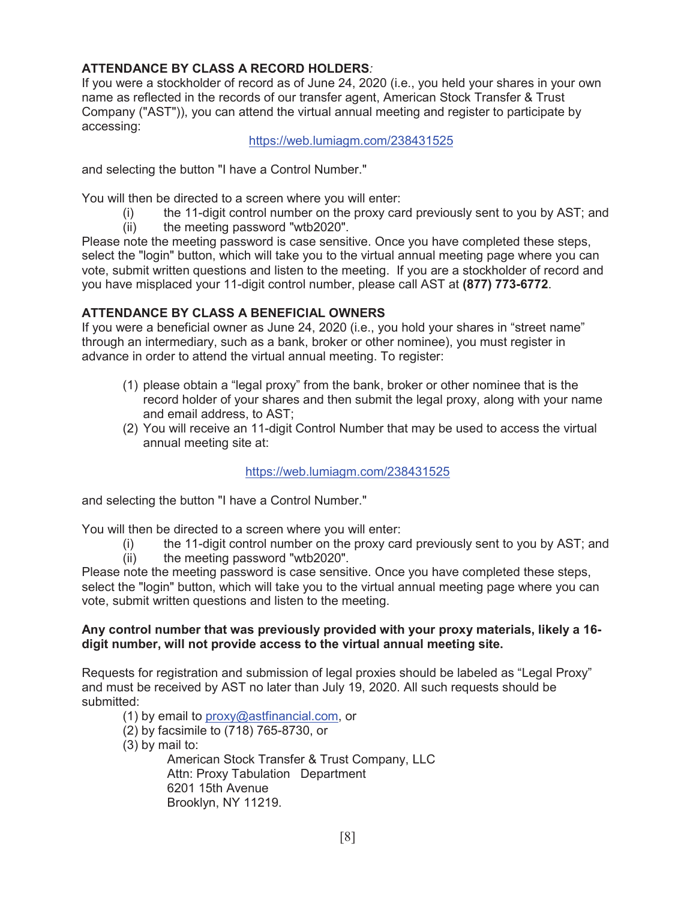**ATTENDANCE BY CLASS A RECORD HOLDERS***:*
If you were a stockholder of record as of June 24, 2020 (i.e., you held your shares in your own name as reflected in the records of our transfer agent, American Stock Transfer & Trust Company ("AST")), you can attend the virtual annual meeting and register to participate by accessing:

https://web.lumiagm.com/238431525

and selecting the button "I have a Control Number."

You will then be directed to a screen where you will enter:

(i) the 11-digit control number on the proxy card previously sent to you by AST; and
(ii) the meeting password "wtb2020".

Please note the meeting password is case sensitive. Once you have completed these steps, select the "login" button, which will take you to the virtual annual meeting page where you can vote, submit written questions and listen to the meeting. If you are a stockholder of record and you have misplaced your 11-digit control number, please call AST at **(877) 773-6772**.

**ATTENDANCE BY CLASS A BENEFICIAL OWNERS**
If you were a beneficial owner as June 24, 2020 (i.e., you hold your shares in "street name" through an intermediary, such as a bank, broker or other nominee), you must register in advance in order to attend the virtual annual meeting. To register:

(1) please obtain a "legal proxy" from the bank, broker or other nominee that is the record holder of your shares and then submit the legal proxy, along with your name and email address, to AST;
(2) You will receive an 11-digit Control Number that may be used to access the virtual annual meeting site at:

https://web.lumiagm.com/238431525

and selecting the button "I have a Control Number."

You will then be directed to a screen where you will enter:

(i) the 11-digit control number on the proxy card previously sent to you by AST; and
(ii) the meeting password "wtb2020".

Please note the meeting password is case sensitive. Once you have completed these steps, select the "login" button, which will take you to the virtual annual meeting page where you can vote, submit written questions and listen to the meeting.

**Any control number that was previously provided with your proxy materials, likely a 16-digit number, will not provide access to the virtual annual meeting site.**

Requests for registration and submission of legal proxies should be labeled as "Legal Proxy" and must be received by AST no later than July 19, 2020. All such requests should be submitted:

(1) by email to proxy@astfinancial.com, or
(2) by facsimile to (718) 765-8730, or
(3) by mail to:

American Stock Transfer & Trust Company, LLC
Attn: Proxy Tabulation Department
6201 15th Avenue
Brooklyn, NY 11219.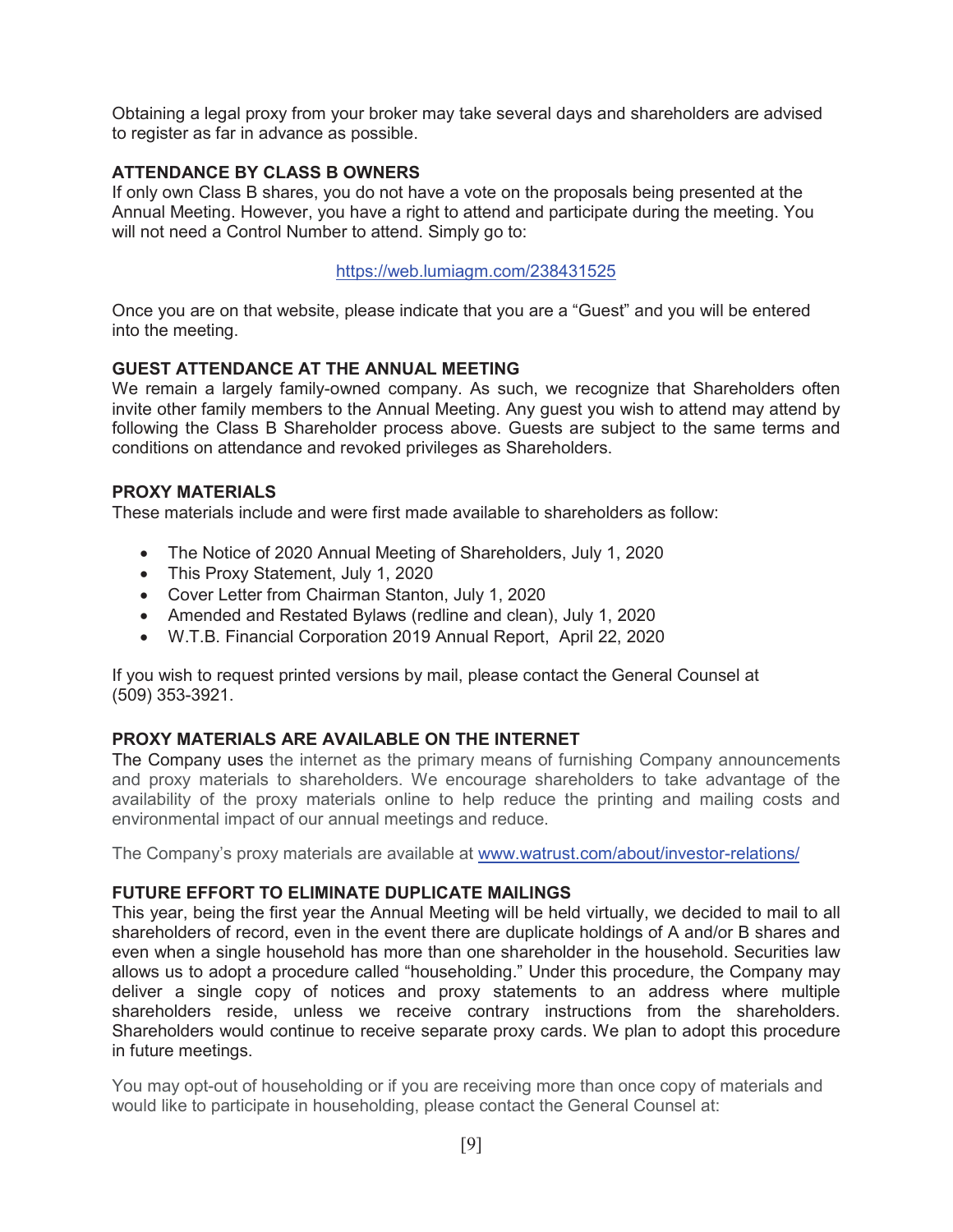Obtaining a legal proxy from your broker may take several days and shareholders are advised to register as far in advance as possible.

### ATTENDANCE BY CLASS B OWNERS

If only own Class B shares, you do not have a vote on the proposals being presented at the Annual Meeting. However, you have a right to attend and participate during the meeting. You will not need a Control Number to attend. Simply go to:

https://web.lumiagm.com/238431525

Once you are on that website, please indicate that you are a "Guest" and you will be entered into the meeting.

### GUEST ATTENDANCE AT THE ANNUAL MEETING

We remain a largely family-owned company. As such, we recognize that Shareholders often invite other family members to the Annual Meeting. Any guest you wish to attend may attend by following the Class B Shareholder process above. Guests are subject to the same terms and conditions on attendance and revoked privileges as Shareholders.

### PROXY MATERIALS

These materials include and were first made available to shareholders as follow:

- The Notice of 2020 Annual Meeting of Shareholders, July 1, 2020
- This Proxy Statement, July 1, 2020
- Cover Letter from Chairman Stanton, July 1, 2020
- Amended and Restated Bylaws (redline and clean), July 1, 2020
- W.T.B. Financial Corporation 2019 Annual Report, April 22, 2020

If you wish to request printed versions by mail, please contact the General Counsel at (509) 353-3921.

### PROXY MATERIALS ARE AVAILABLE ON THE INTERNET

The Company uses the internet as the primary means of furnishing Company announcements and proxy materials to shareholders. We encourage shareholders to take advantage of the availability of the proxy materials online to help reduce the printing and mailing costs and environmental impact of our annual meetings and reduce.

The Company's proxy materials are available at www.watrust.com/about/investor-relations/

### FUTURE EFFORT TO ELIMINATE DUPLICATE MAILINGS

This year, being the first year the Annual Meeting will be held virtually, we decided to mail to all shareholders of record, even in the event there are duplicate holdings of A and/or B shares and even when a single household has more than one shareholder in the household. Securities law allows us to adopt a procedure called "householding." Under this procedure, the Company may deliver a single copy of notices and proxy statements to an address where multiple shareholders reside, unless we receive contrary instructions from the shareholders. Shareholders would continue to receive separate proxy cards. We plan to adopt this procedure in future meetings.

You may opt-out of householding or if you are receiving more than once copy of materials and would like to participate in householding, please contact the General Counsel at: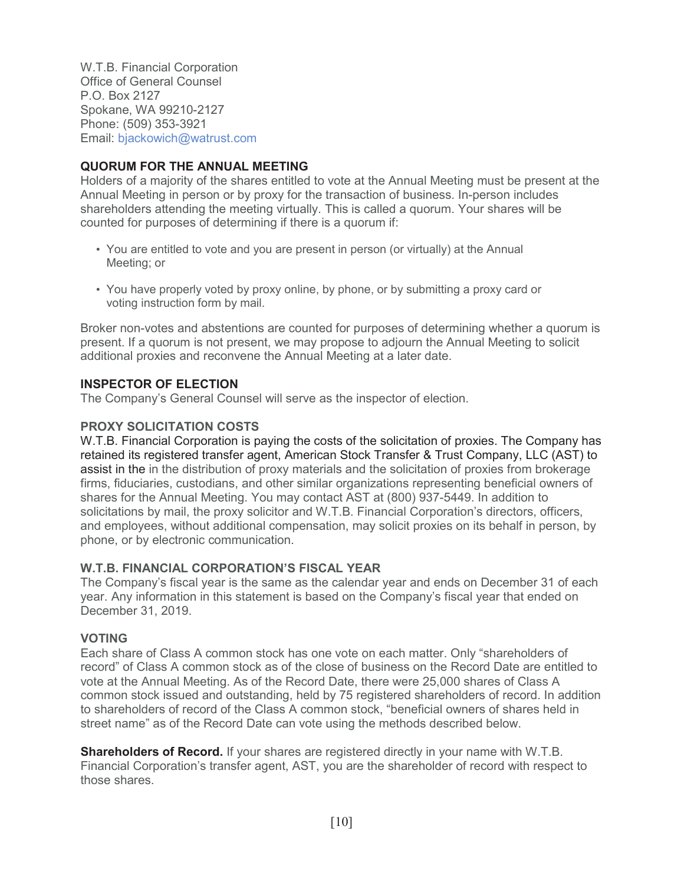W.T.B. Financial Corporation
Office of General Counsel
P.O. Box 2127
Spokane, WA 99210-2127
Phone: (509) 353-3921
Email: bjackowich@watrust.com

**QUORUM FOR THE ANNUAL MEETING**

Holders of a majority of the shares entitled to vote at the Annual Meeting must be present at the Annual Meeting in person or by proxy for the transaction of business. In-person includes shareholders attending the meeting virtually. This is called a quorum. Your shares will be counted for purposes of determining if there is a quorum if:

- You are entitled to vote and you are present in person (or virtually) at the Annual Meeting; or
- You have properly voted by proxy online, by phone, or by submitting a proxy card or voting instruction form by mail.

Broker non-votes and abstentions are counted for purposes of determining whether a quorum is present. If a quorum is not present, we may propose to adjourn the Annual Meeting to solicit additional proxies and reconvene the Annual Meeting at a later date.

**INSPECTOR OF ELECTION**

The Company's General Counsel will serve as the inspector of election.

**PROXY SOLICITATION COSTS**

W.T.B. Financial Corporation is paying the costs of the solicitation of proxies. The Company has retained its registered transfer agent, American Stock Transfer & Trust Company, LLC (AST) to assist in the in the distribution of proxy materials and the solicitation of proxies from brokerage firms, fiduciaries, custodians, and other similar organizations representing beneficial owners of shares for the Annual Meeting. You may contact AST at (800) 937-5449. In addition to solicitations by mail, the proxy solicitor and W.T.B. Financial Corporation's directors, officers, and employees, without additional compensation, may solicit proxies on its behalf in person, by phone, or by electronic communication.

**W.T.B. FINANCIAL CORPORATION'S FISCAL YEAR**

The Company's fiscal year is the same as the calendar year and ends on December 31 of each year. Any information in this statement is based on the Company's fiscal year that ended on December 31, 2019.

**VOTING**

Each share of Class A common stock has one vote on each matter. Only "shareholders of record" of Class A common stock as of the close of business on the Record Date are entitled to vote at the Annual Meeting. As of the Record Date, there were 25,000 shares of Class A common stock issued and outstanding, held by 75 registered shareholders of record. In addition to shareholders of record of the Class A common stock, "beneficial owners of shares held in street name" as of the Record Date can vote using the methods described below.

**Shareholders of Record.** If your shares are registered directly in your name with W.T.B. Financial Corporation's transfer agent, AST, you are the shareholder of record with respect to those shares.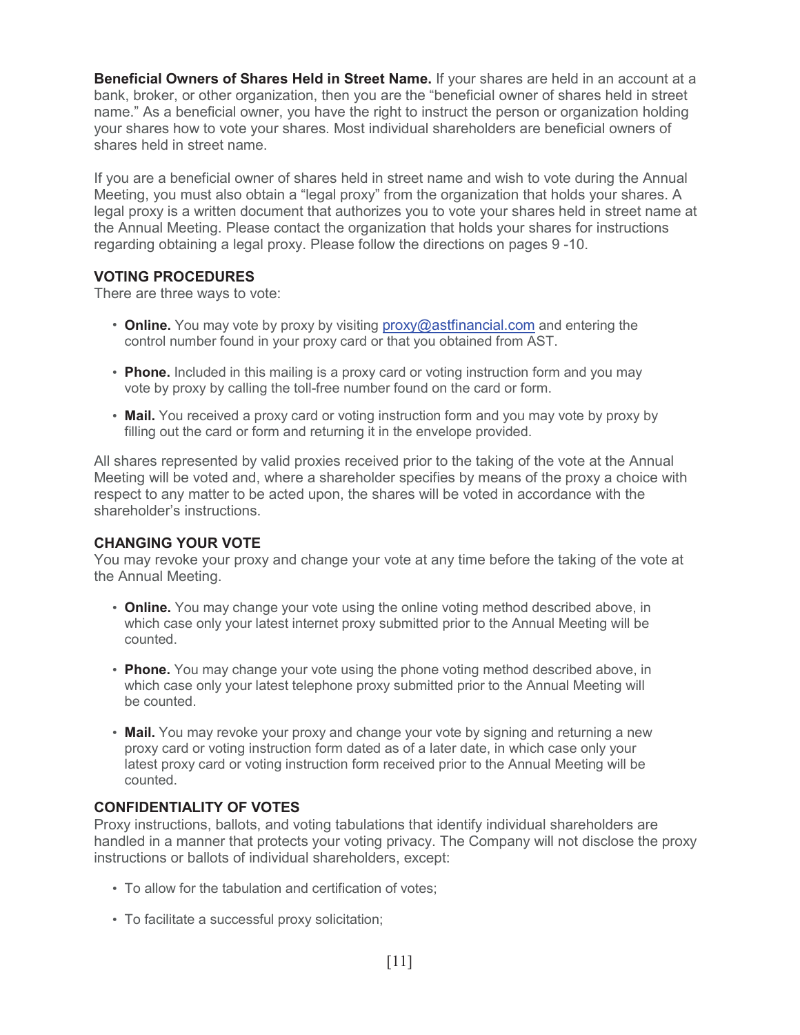**Beneficial Owners of Shares Held in Street Name.** If your shares are held in an account at a bank, broker, or other organization, then you are the "beneficial owner of shares held in street name." As a beneficial owner, you have the right to instruct the person or organization holding your shares how to vote your shares. Most individual shareholders are beneficial owners of shares held in street name.

If you are a beneficial owner of shares held in street name and wish to vote during the Annual Meeting, you must also obtain a "legal proxy" from the organization that holds your shares. A legal proxy is a written document that authorizes you to vote your shares held in street name at the Annual Meeting. Please contact the organization that holds your shares for instructions regarding obtaining a legal proxy. Please follow the directions on pages 9 -10.

### VOTING PROCEDURES

There are three ways to vote:

- **Online.** You may vote by proxy by visiting proxy@astfinancial.com and entering the control number found in your proxy card or that you obtained from AST.
- **Phone.** Included in this mailing is a proxy card or voting instruction form and you may vote by proxy by calling the toll-free number found on the card or form.
- **Mail.** You received a proxy card or voting instruction form and you may vote by proxy by filling out the card or form and returning it in the envelope provided.

All shares represented by valid proxies received prior to the taking of the vote at the Annual Meeting will be voted and, where a shareholder specifies by means of the proxy a choice with respect to any matter to be acted upon, the shares will be voted in accordance with the shareholder's instructions.

### CHANGING YOUR VOTE

You may revoke your proxy and change your vote at any time before the taking of the vote at the Annual Meeting.

- **Online.** You may change your vote using the online voting method described above, in which case only your latest internet proxy submitted prior to the Annual Meeting will be counted.
- **Phone.** You may change your vote using the phone voting method described above, in which case only your latest telephone proxy submitted prior to the Annual Meeting will be counted.
- **Mail.** You may revoke your proxy and change your vote by signing and returning a new proxy card or voting instruction form dated as of a later date, in which case only your latest proxy card or voting instruction form received prior to the Annual Meeting will be counted.

### CONFIDENTIALITY OF VOTES

Proxy instructions, ballots, and voting tabulations that identify individual shareholders are handled in a manner that protects your voting privacy. The Company will not disclose the proxy instructions or ballots of individual shareholders, except:

- To allow for the tabulation and certification of votes;
- To facilitate a successful proxy solicitation;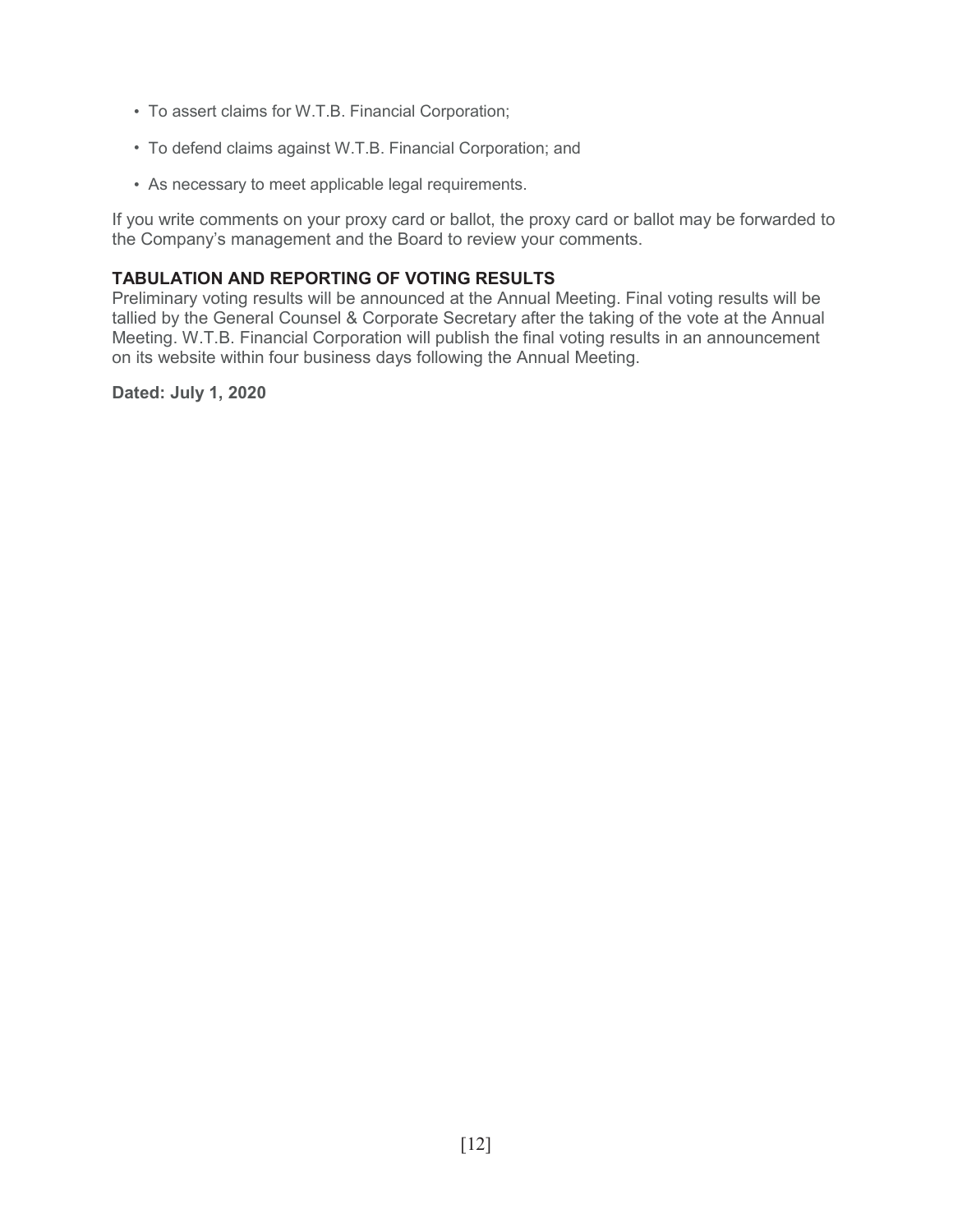- To assert claims for W.T.B. Financial Corporation;
- To defend claims against W.T.B. Financial Corporation; and
- As necessary to meet applicable legal requirements.

If you write comments on your proxy card or ballot, the proxy card or ballot may be forwarded to the Company's management and the Board to review your comments.

**TABULATION AND REPORTING OF VOTING RESULTS**

Preliminary voting results will be announced at the Annual Meeting. Final voting results will be tallied by the General Counsel & Corporate Secretary after the taking of the vote at the Annual Meeting. W.T.B. Financial Corporation will publish the final voting results in an announcement on its website within four business days following the Annual Meeting.

**Dated: July 1, 2020**